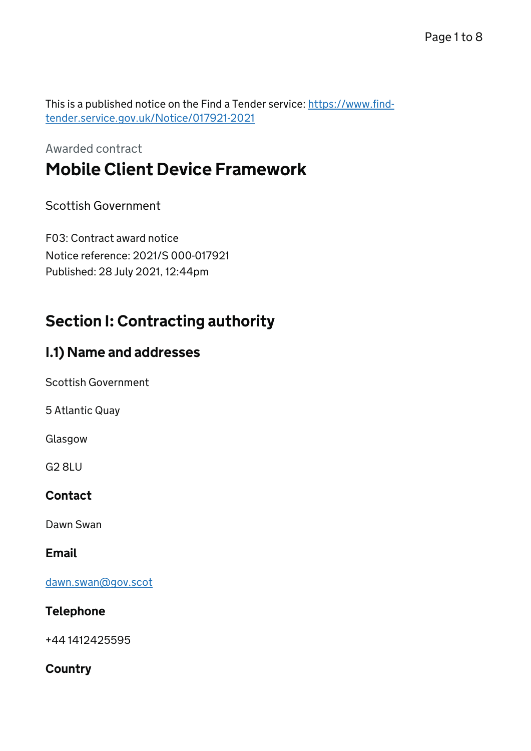This is a published notice on the Find a Tender service: https://www.find-tender.service.gov.uk/Notice/017921-2021

Awarded contract

# Mobile Client Device Framework

Scottish Government

F03: Contract award notice
Notice reference: 2021/S 000-017921
Published: 28 July 2021, 12:44pm

## Section I: Contracting authority

### I.1) Name and addresses

Scottish Government

5 Atlantic Quay

Glasgow

G2 8LU

#### Contact

Dawn Swan

#### Email

dawn.swan@gov.scot

#### Telephone

+44 1412425595

#### Country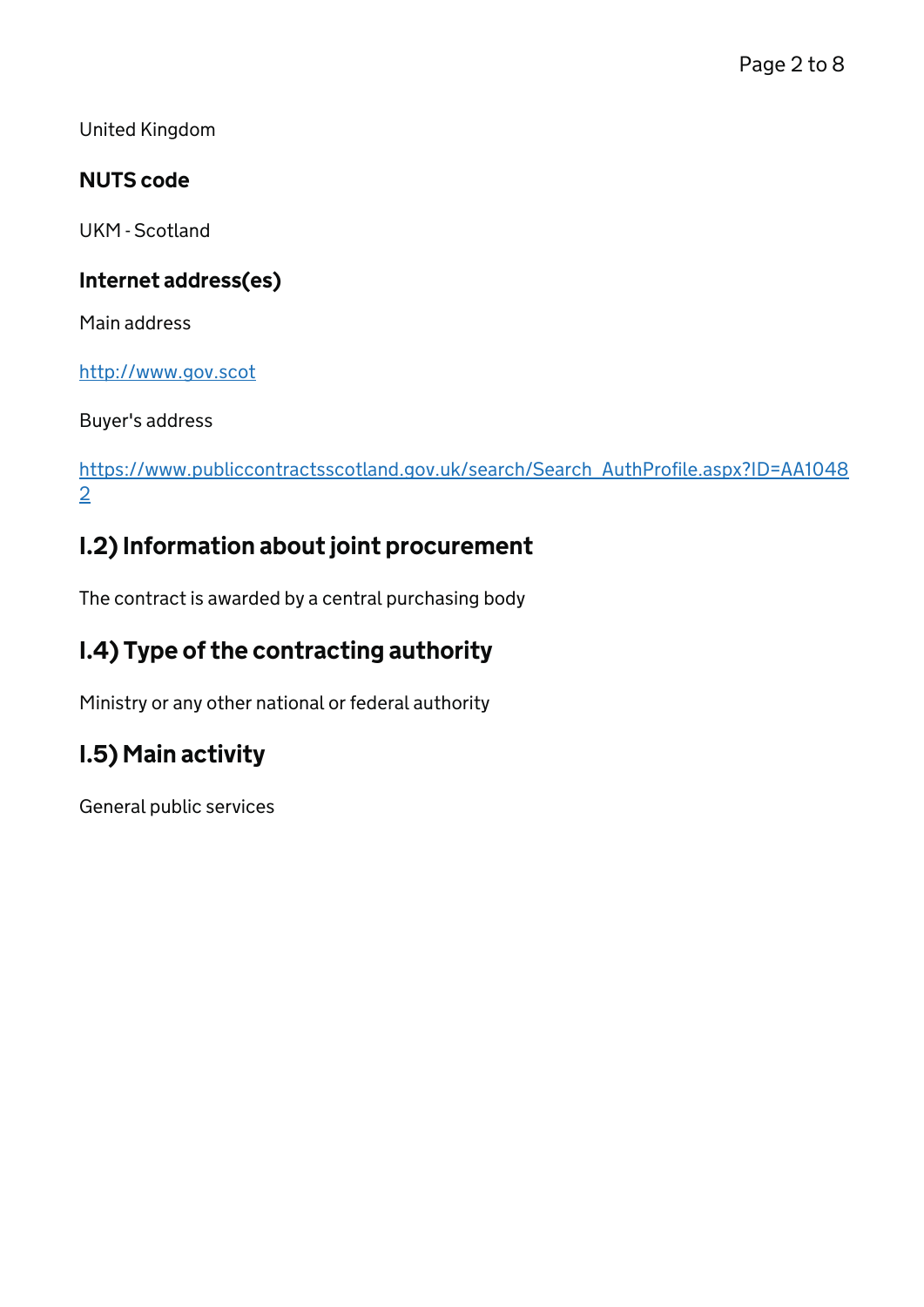United Kingdom

### NUTS code

UKM - Scotland

### Internet address(es)

Main address

http://www.gov.scot

Buyer's address

https://www.publiccontractsscotland.gov.uk/search/Search_AuthProfile.aspx?ID=AA10482

## I.2) Information about joint procurement

The contract is awarded by a central purchasing body

## I.4) Type of the contracting authority

Ministry or any other national or federal authority

## I.5) Main activity

General public services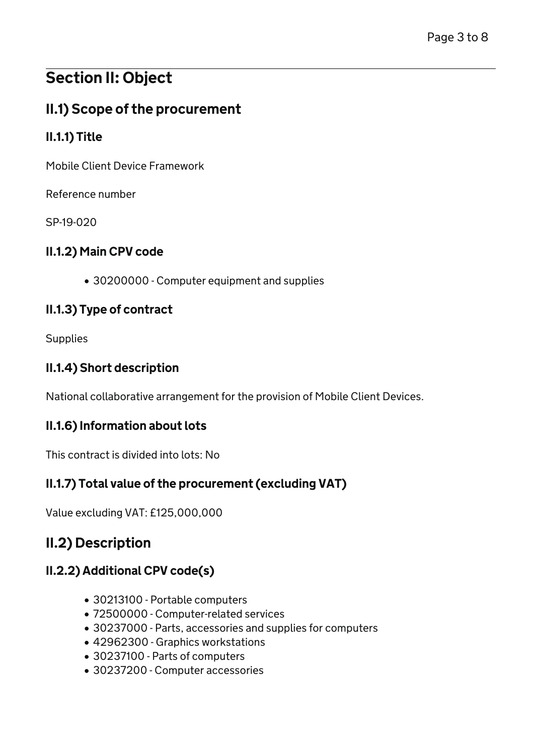## Section II: Object

### II.1) Scope of the procurement

#### II.1.1) Title

Mobile Client Device Framework

Reference number

SP-19-020

#### II.1.2) Main CPV code

- 30200000 - Computer equipment and supplies

#### II.1.3) Type of contract

Supplies

#### II.1.4) Short description

National collaborative arrangement for the provision of Mobile Client Devices.

#### II.1.6) Information about lots

This contract is divided into lots: No

#### II.1.7) Total value of the procurement (excluding VAT)

Value excluding VAT: £125,000,000

### II.2) Description

#### II.2.2) Additional CPV code(s)

- 30213100 - Portable computers
- 72500000 - Computer-related services
- 30237000 - Parts, accessories and supplies for computers
- 42962300 - Graphics workstations
- 30237100 - Parts of computers
- 30237200 - Computer accessories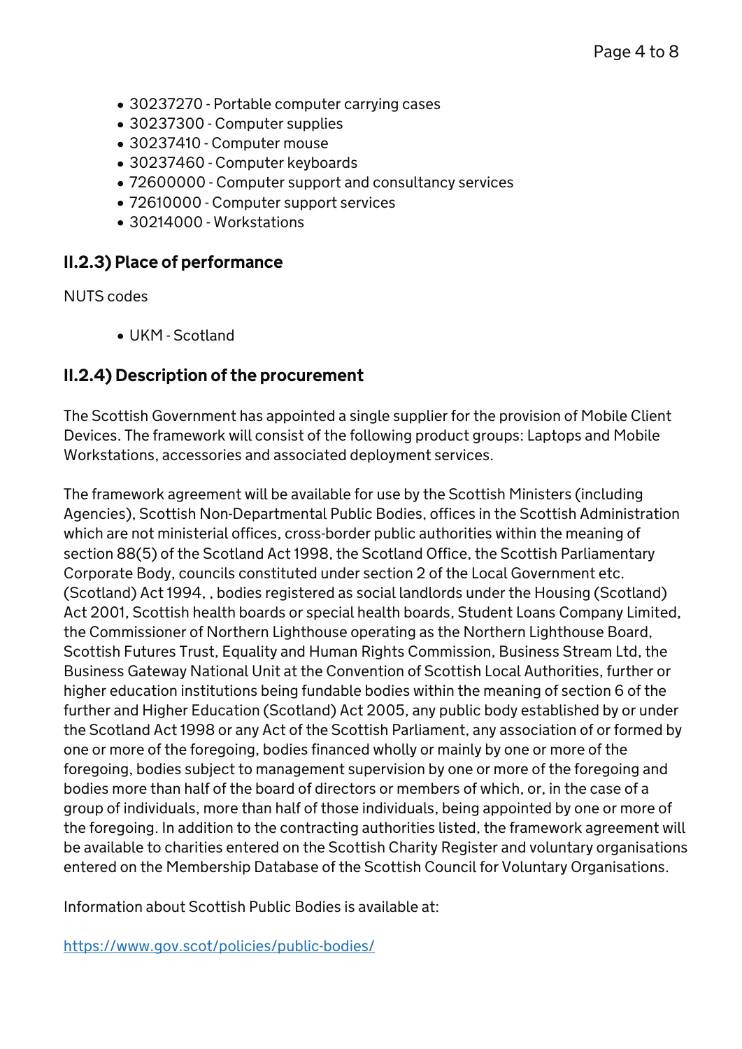- 30237270 - Portable computer carrying cases
- 30237300 - Computer supplies
- 30237410 - Computer mouse
- 30237460 - Computer keyboards
- 72600000 - Computer support and consultancy services
- 72610000 - Computer support services
- 30214000 - Workstations

### II.2.3) Place of performance

NUTS codes

- UKM - Scotland

### II.2.4) Description of the procurement

The Scottish Government has appointed a single supplier for the provision of Mobile Client Devices. The framework will consist of the following product groups: Laptops and Mobile Workstations, accessories and associated deployment services.

The framework agreement will be available for use by the Scottish Ministers (including Agencies), Scottish Non-Departmental Public Bodies, offices in the Scottish Administration which are not ministerial offices, cross-border public authorities within the meaning of section 88(5) of the Scotland Act 1998, the Scotland Office, the Scottish Parliamentary Corporate Body, councils constituted under section 2 of the Local Government etc. (Scotland) Act 1994, , bodies registered as social landlords under the Housing (Scotland) Act 2001, Scottish health boards or special health boards, Student Loans Company Limited, the Commissioner of Northern Lighthouse operating as the Northern Lighthouse Board, Scottish Futures Trust, Equality and Human Rights Commission, Business Stream Ltd, the Business Gateway National Unit at the Convention of Scottish Local Authorities, further or higher education institutions being fundable bodies within the meaning of section 6 of the further and Higher Education (Scotland) Act 2005, any public body established by or under the Scotland Act 1998 or any Act of the Scottish Parliament, any association of or formed by one or more of the foregoing, bodies financed wholly or mainly by one or more of the foregoing, bodies subject to management supervision by one or more of the foregoing and bodies more than half of the board of directors or members of which, or, in the case of a group of individuals, more than half of those individuals, being appointed by one or more of the foregoing. In addition to the contracting authorities listed, the framework agreement will be available to charities entered on the Scottish Charity Register and voluntary organisations entered on the Membership Database of the Scottish Council for Voluntary Organisations.

Information about Scottish Public Bodies is available at:

[https://www.gov.scot/policies/public-bodies/](https://www.gov.scot/policies/public-bodies/)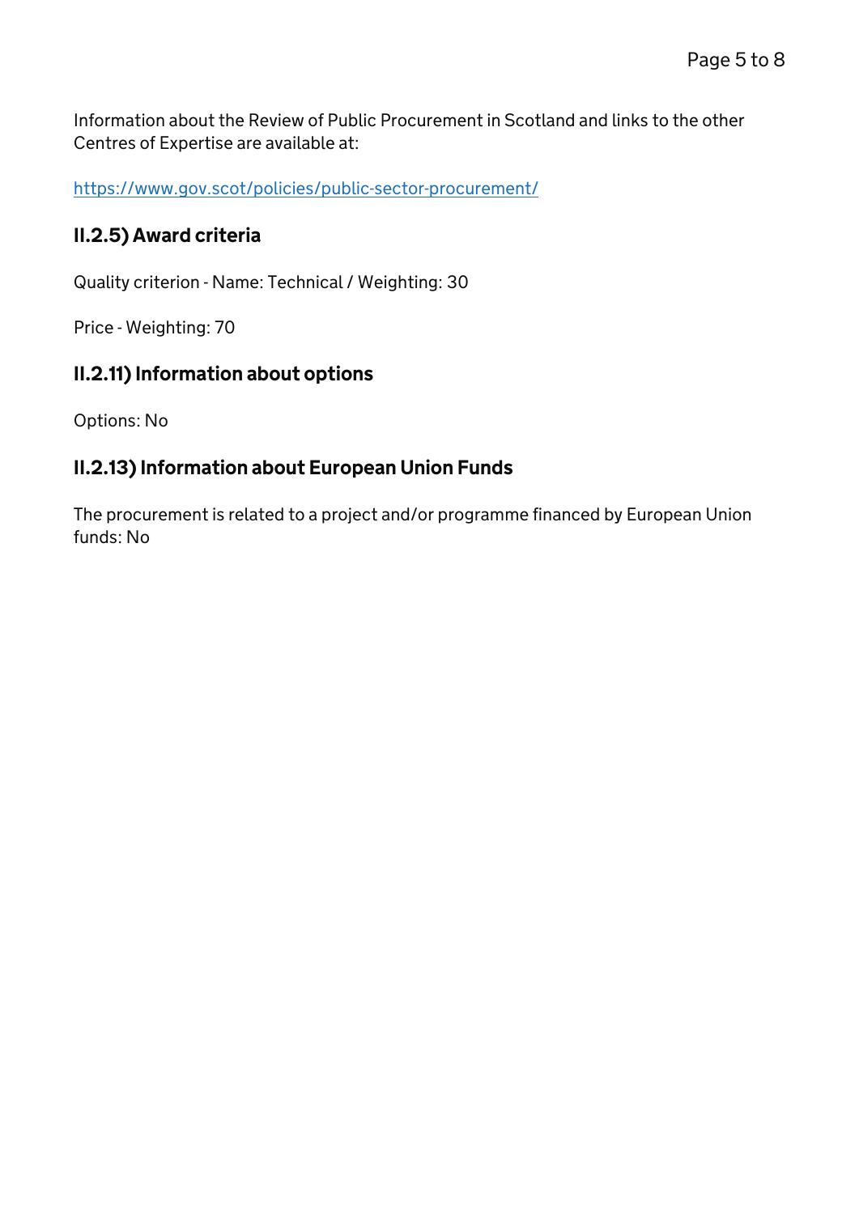Information about the Review of Public Procurement in Scotland and links to the other Centres of Expertise are available at:

https://www.gov.scot/policies/public-sector-procurement/

### II.2.5) Award criteria

Quality criterion - Name: Technical / Weighting: 30

Price - Weighting: 70

### II.2.11) Information about options

Options: No

### II.2.13) Information about European Union Funds

The procurement is related to a project and/or programme financed by European Union funds: No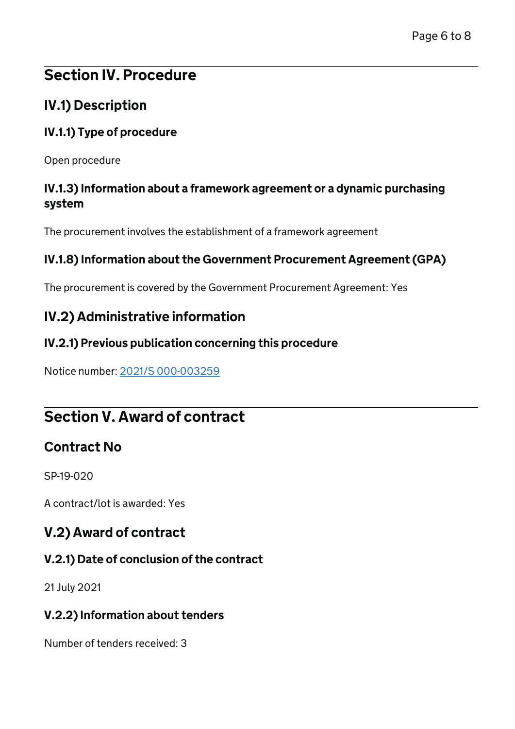## Section IV. Procedure

### IV.1) Description

#### IV.1.1) Type of procedure

Open procedure

#### IV.1.3) Information about a framework agreement or a dynamic purchasing system

The procurement involves the establishment of a framework agreement

#### IV.1.8) Information about the Government Procurement Agreement (GPA)

The procurement is covered by the Government Procurement Agreement: Yes

### IV.2) Administrative information

#### IV.2.1) Previous publication concerning this procedure

Notice number: 2021/S 000-003259

## Section V. Award of contract

### Contract No

SP-19-020

A contract/lot is awarded: Yes

### V.2) Award of contract

#### V.2.1) Date of conclusion of the contract

21 July 2021

#### V.2.2) Information about tenders

Number of tenders received: 3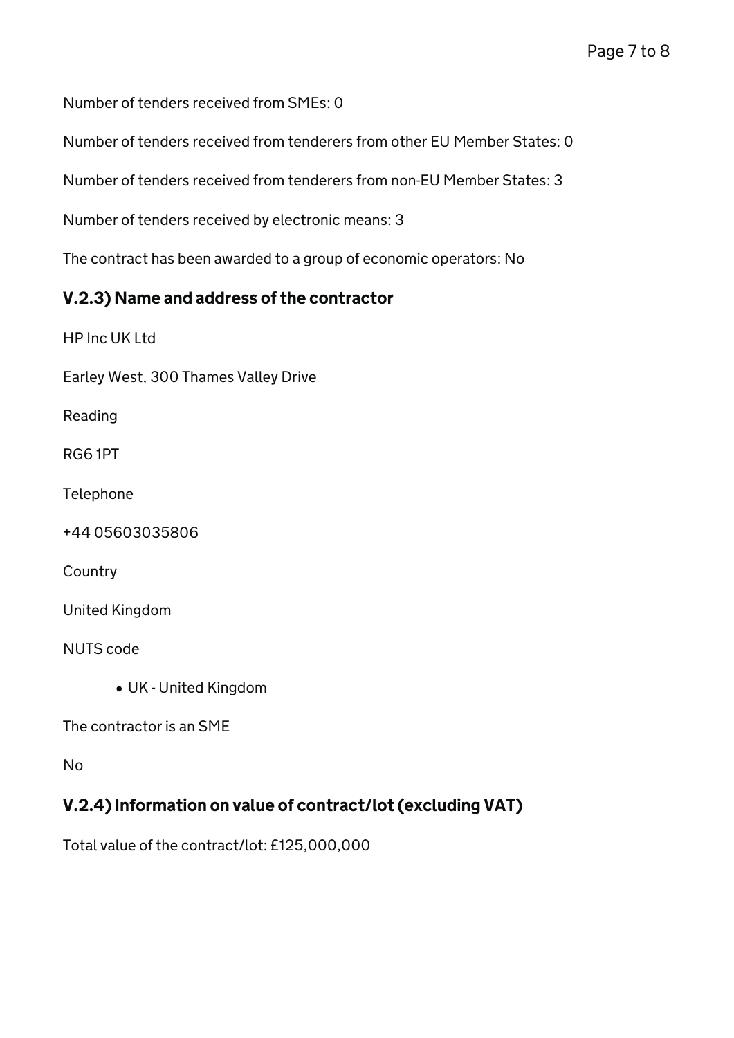Number of tenders received from SMEs: 0

Number of tenders received from tenderers from other EU Member States: 0

Number of tenders received from tenderers from non-EU Member States: 3

Number of tenders received by electronic means: 3

The contract has been awarded to a group of economic operators: No

### V.2.3) Name and address of the contractor

HP Inc UK Ltd

Earley West, 300 Thames Valley Drive

Reading

RG6 1PT

Telephone

+44 05603035806

Country

United Kingdom

NUTS code

- UK - United Kingdom

The contractor is an SME

No

### V.2.4) Information on value of contract/lot (excluding VAT)

Total value of the contract/lot: £125,000,000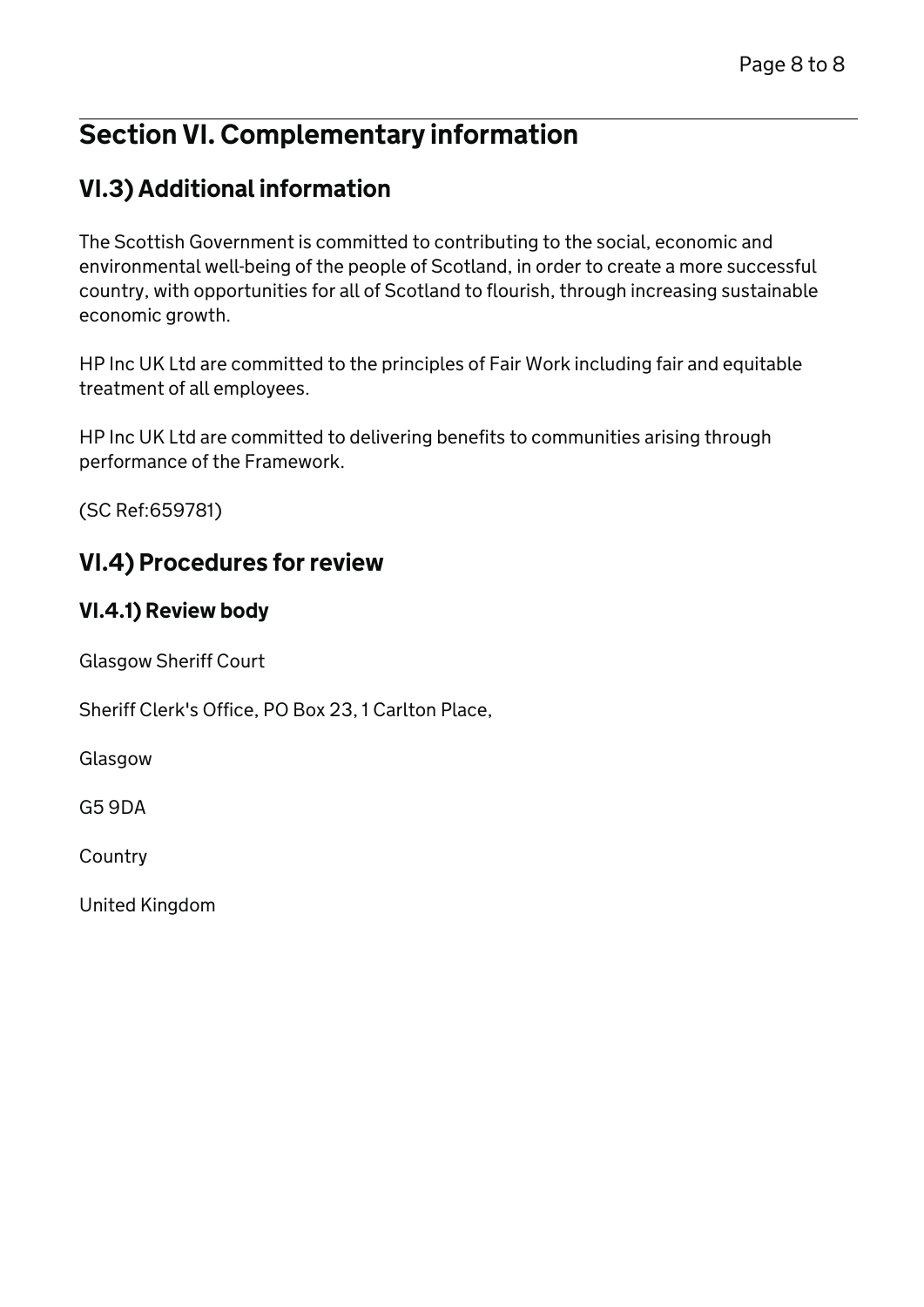## Section VI. Complementary information

### VI.3) Additional information

The Scottish Government is committed to contributing to the social, economic and environmental well-being of the people of Scotland, in order to create a more successful country, with opportunities for all of Scotland to flourish, through increasing sustainable economic growth.

HP Inc UK Ltd are committed to the principles of Fair Work including fair and equitable treatment of all employees.

HP Inc UK Ltd are committed to delivering benefits to communities arising through performance of the Framework.

(SC Ref:659781)

### VI.4) Procedures for review

#### VI.4.1) Review body

Glasgow Sheriff Court

Sheriff Clerk's Office, PO Box 23, 1 Carlton Place,

Glasgow

G5 9DA

Country

United Kingdom